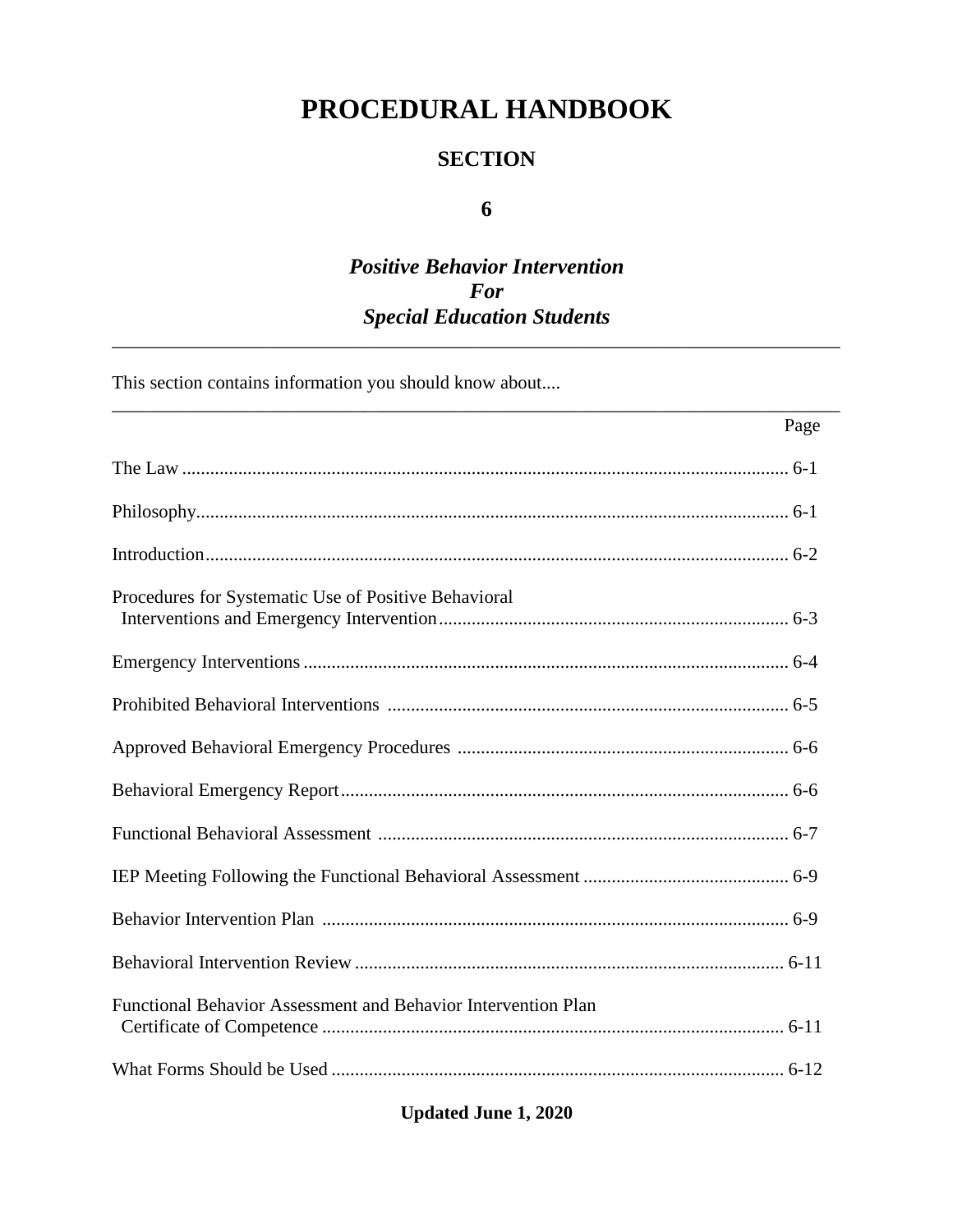# PROCEDURAL HANDBOOK

## SECTION

## 6

## *Positive Behavior Intervention For Special Education Students*

---

This section contains information you should know about....

---

| | Page |
|---|---|
| The Law | 6-1 |
| Philosophy | 6-1 |
| Introduction | 6-2 |
| Procedures for Systematic Use of Positive Behavioral Interventions and Emergency Intervention | 6-3 |
| Emergency Interventions | 6-4 |
| Prohibited Behavioral Interventions | 6-5 |
| Approved Behavioral Emergency Procedures | 6-6 |
| Behavioral Emergency Report | 6-6 |
| Functional Behavioral Assessment | 6-7 |
| IEP Meeting Following the Functional Behavioral Assessment | 6-9 |
| Behavior Intervention Plan | 6-9 |
| Behavioral Intervention Review | 6-11 |
| Functional Behavior Assessment and Behavior Intervention Plan Certificate of Competence | 6-11 |
| What Forms Should be Used | 6-12 |

**Updated June 1, 2020**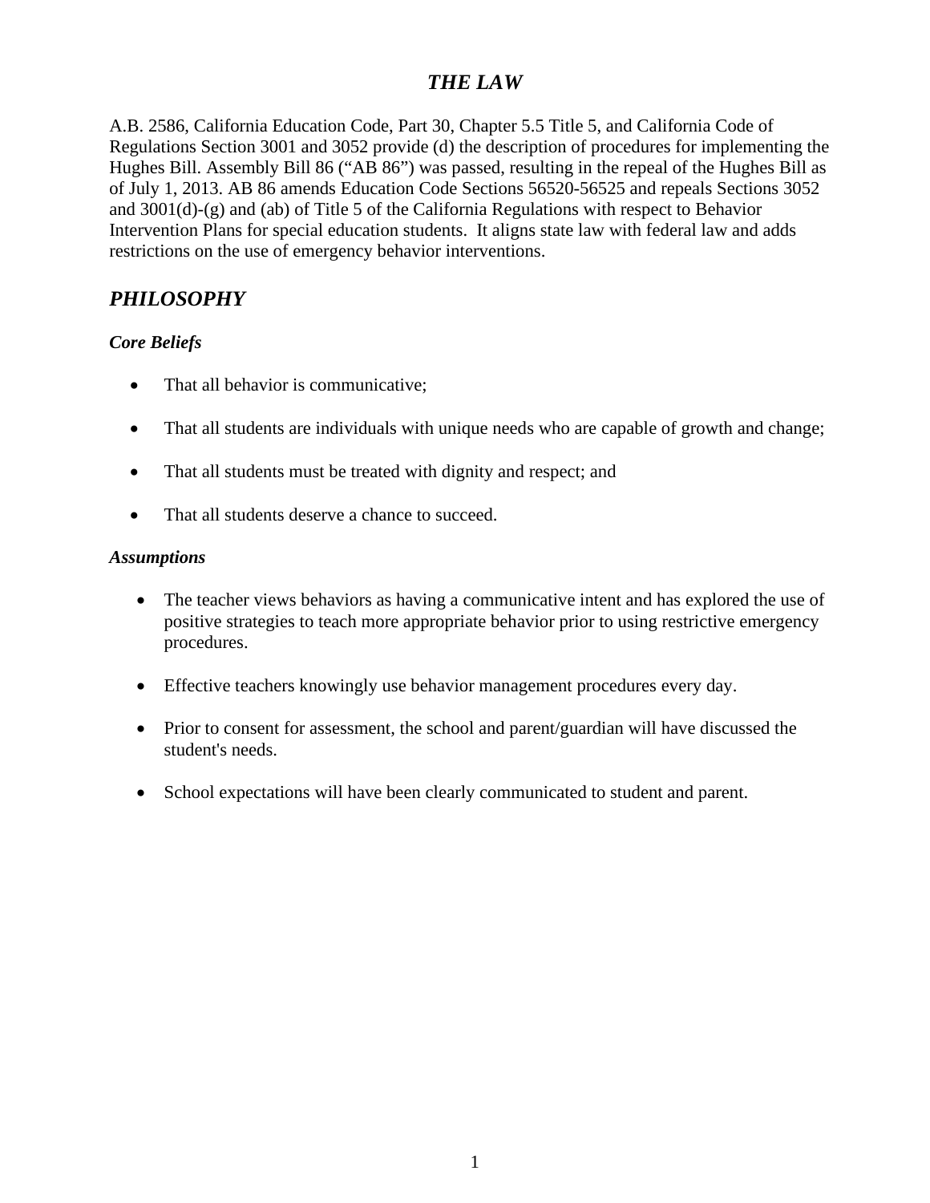# *THE LAW*

A.B. 2586, California Education Code, Part 30, Chapter 5.5 Title 5, and California Code of Regulations Section 3001 and 3052 provide (d) the description of procedures for implementing the Hughes Bill. Assembly Bill 86 ("AB 86") was passed, resulting in the repeal of the Hughes Bill as of July 1, 2013. AB 86 amends Education Code Sections 56520-56525 and repeals Sections 3052 and 3001(d)-(g) and (ab) of Title 5 of the California Regulations with respect to Behavior Intervention Plans for special education students. It aligns state law with federal law and adds restrictions on the use of emergency behavior interventions.

## *PHILOSOPHY*

### *Core Beliefs*

- That all behavior is communicative;
- That all students are individuals with unique needs who are capable of growth and change;
- That all students must be treated with dignity and respect; and
- That all students deserve a chance to succeed.

### *Assumptions*

- The teacher views behaviors as having a communicative intent and has explored the use of positive strategies to teach more appropriate behavior prior to using restrictive emergency procedures.
- Effective teachers knowingly use behavior management procedures every day.
- Prior to consent for assessment, the school and parent/guardian will have discussed the student's needs.
- School expectations will have been clearly communicated to student and parent.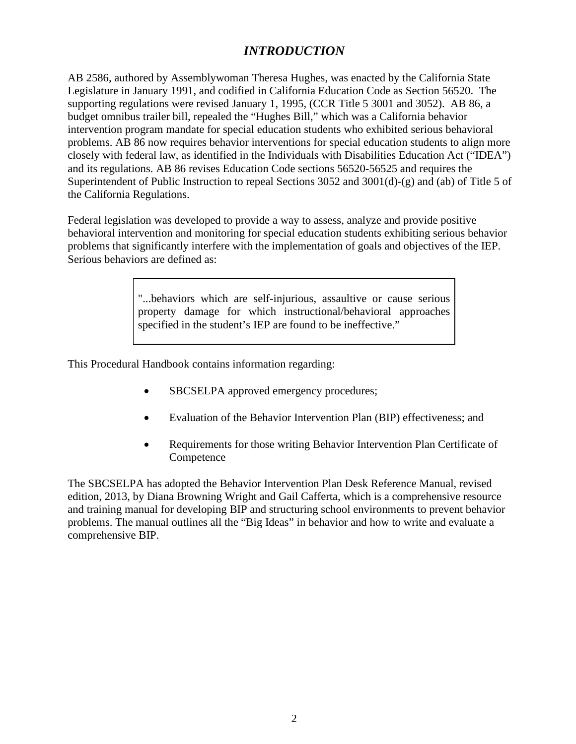# *INTRODUCTION*

AB 2586, authored by Assemblywoman Theresa Hughes, was enacted by the California State Legislature in January 1991, and codified in California Education Code as Section 56520. The supporting regulations were revised January 1, 1995, (CCR Title 5 3001 and 3052). AB 86, a budget omnibus trailer bill, repealed the "Hughes Bill," which was a California behavior intervention program mandate for special education students who exhibited serious behavioral problems. AB 86 now requires behavior interventions for special education students to align more closely with federal law, as identified in the Individuals with Disabilities Education Act ("IDEA") and its regulations. AB 86 revises Education Code sections 56520-56525 and requires the Superintendent of Public Instruction to repeal Sections 3052 and 3001(d)-(g) and (ab) of Title 5 of the California Regulations.

Federal legislation was developed to provide a way to assess, analyze and provide positive behavioral intervention and monitoring for special education students exhibiting serious behavior problems that significantly interfere with the implementation of goals and objectives of the IEP. Serious behaviors are defined as:

> "...behaviors which are self-injurious, assaultive or cause serious property damage for which instructional/behavioral approaches specified in the student's IEP are found to be ineffective."

This Procedural Handbook contains information regarding:

- SBCSELPA approved emergency procedures;
- Evaluation of the Behavior Intervention Plan (BIP) effectiveness; and
- Requirements for those writing Behavior Intervention Plan Certificate of Competence

The SBCSELPA has adopted the Behavior Intervention Plan Desk Reference Manual, revised edition, 2013, by Diana Browning Wright and Gail Cafferta, which is a comprehensive resource and training manual for developing BIP and structuring school environments to prevent behavior problems. The manual outlines all the "Big Ideas" in behavior and how to write and evaluate a comprehensive BIP.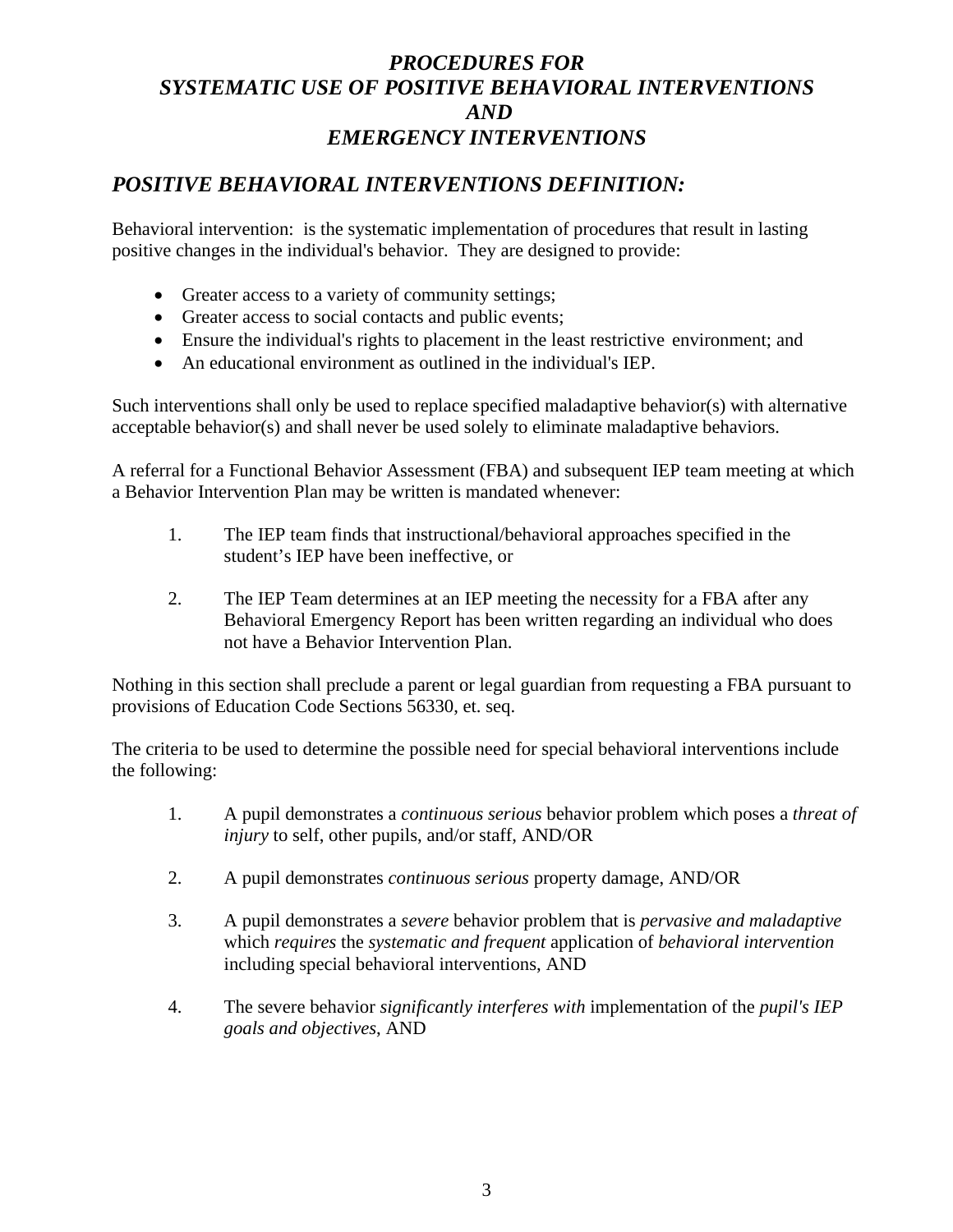# *PROCEDURES FOR SYSTEMATIC USE OF POSITIVE BEHAVIORAL INTERVENTIONS AND EMERGENCY INTERVENTIONS*

## *POSITIVE BEHAVIORAL INTERVENTIONS DEFINITION:*

Behavioral intervention: is the systematic implementation of procedures that result in lasting positive changes in the individual's behavior. They are designed to provide:

- Greater access to a variety of community settings;
- Greater access to social contacts and public events;
- Ensure the individual's rights to placement in the least restrictive environment; and
- An educational environment as outlined in the individual's IEP.

Such interventions shall only be used to replace specified maladaptive behavior(s) with alternative acceptable behavior(s) and shall never be used solely to eliminate maladaptive behaviors.

A referral for a Functional Behavior Assessment (FBA) and subsequent IEP team meeting at which a Behavior Intervention Plan may be written is mandated whenever:

1. The IEP team finds that instructional/behavioral approaches specified in the student's IEP have been ineffective, or

2. The IEP Team determines at an IEP meeting the necessity for a FBA after any Behavioral Emergency Report has been written regarding an individual who does not have a Behavior Intervention Plan.

Nothing in this section shall preclude a parent or legal guardian from requesting a FBA pursuant to provisions of Education Code Sections 56330, et. seq.

The criteria to be used to determine the possible need for special behavioral interventions include the following:

1. A pupil demonstrates a *continuous serious* behavior problem which poses a *threat of injury* to self, other pupils, and/or staff, AND/OR

2. A pupil demonstrates *continuous serious* property damage, AND/OR

3. A pupil demonstrates a *severe* behavior problem that is *pervasive and maladaptive* which *requires* the *systematic and frequent* application of *behavioral intervention* including special behavioral interventions, AND

4. The severe behavior *significantly interferes with* implementation of the *pupil's IEP goals and objectives*, AND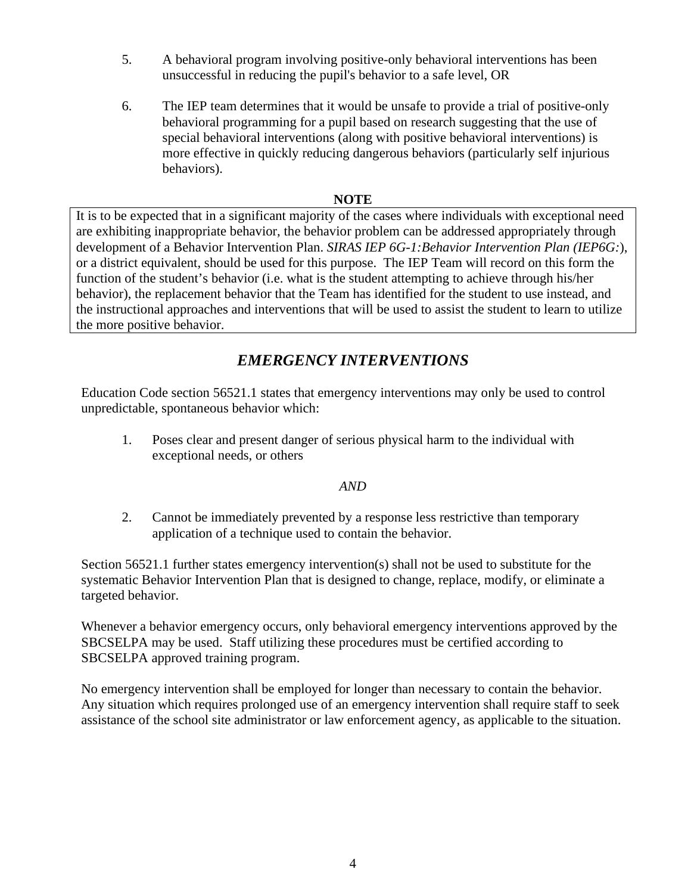5. A behavioral program involving positive-only behavioral interventions has been unsuccessful in reducing the pupil's behavior to a safe level, OR

6. The IEP team determines that it would be unsafe to provide a trial of positive-only behavioral programming for a pupil based on research suggesting that the use of special behavioral interventions (along with positive behavioral interventions) is more effective in quickly reducing dangerous behaviors (particularly self injurious behaviors).

**NOTE**

It is to be expected that in a significant majority of the cases where individuals with exceptional need are exhibiting inappropriate behavior, the behavior problem can be addressed appropriately through development of a Behavior Intervention Plan. *SIRAS IEP 6G-1:Behavior Intervention Plan (IEP6G:*), or a district equivalent, should be used for this purpose. The IEP Team will record on this form the function of the student's behavior (i.e. what is the student attempting to achieve through his/her behavior), the replacement behavior that the Team has identified for the student to use instead, and the instructional approaches and interventions that will be used to assist the student to learn to utilize the more positive behavior.

## *EMERGENCY INTERVENTIONS*

Education Code section 56521.1 states that emergency interventions may only be used to control unpredictable, spontaneous behavior which:

1. Poses clear and present danger of serious physical harm to the individual with exceptional needs, or others

*AND*

2. Cannot be immediately prevented by a response less restrictive than temporary application of a technique used to contain the behavior.

Section 56521.1 further states emergency intervention(s) shall not be used to substitute for the systematic Behavior Intervention Plan that is designed to change, replace, modify, or eliminate a targeted behavior.

Whenever a behavior emergency occurs, only behavioral emergency interventions approved by the SBCSELPA may be used. Staff utilizing these procedures must be certified according to SBCSELPA approved training program.

No emergency intervention shall be employed for longer than necessary to contain the behavior. Any situation which requires prolonged use of an emergency intervention shall require staff to seek assistance of the school site administrator or law enforcement agency, as applicable to the situation.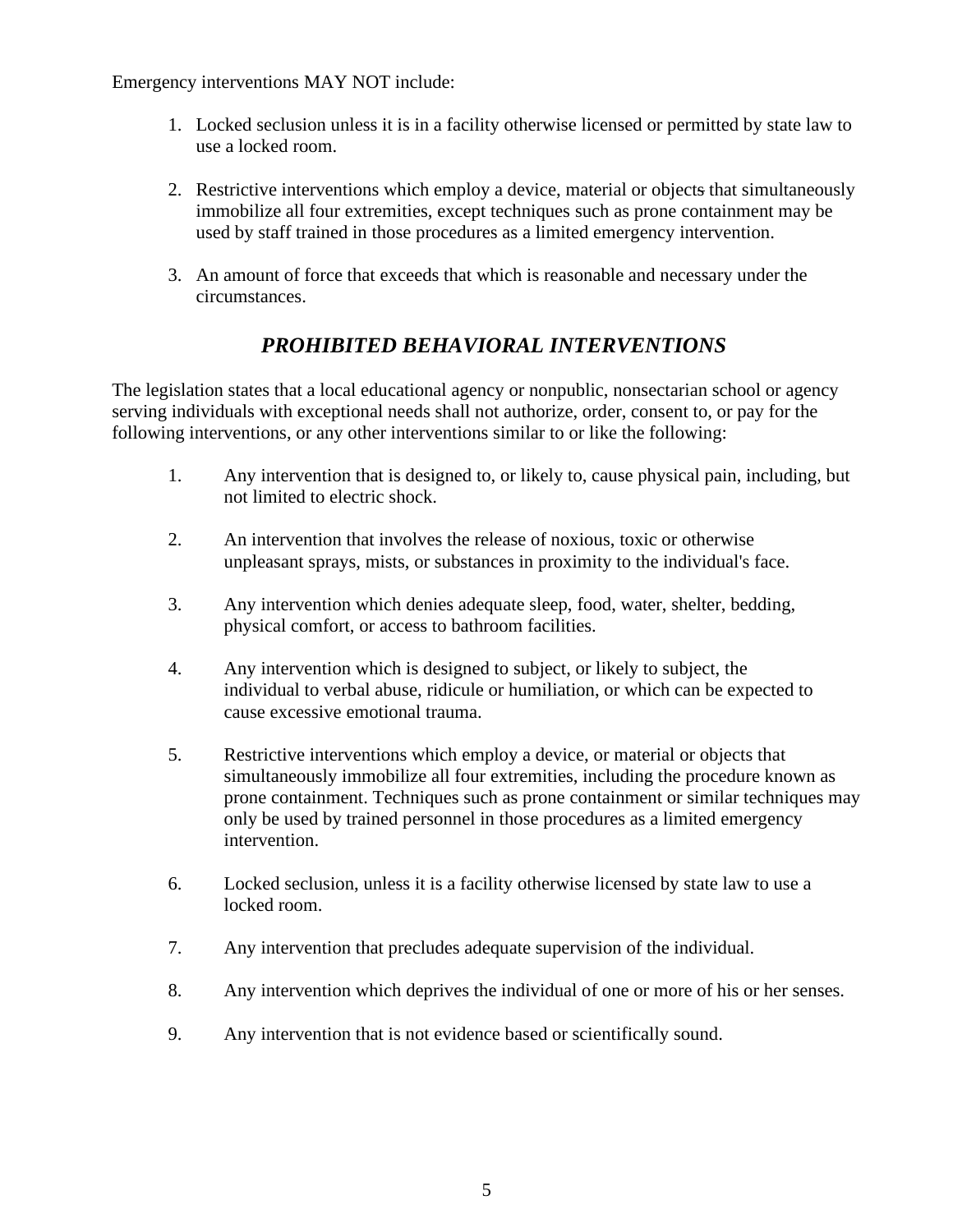Emergency interventions MAY NOT include:

1. Locked seclusion unless it is in a facility otherwise licensed or permitted by state law to use a locked room.

2. Restrictive interventions which employ a device, material or objects that simultaneously immobilize all four extremities, except techniques such as prone containment may be used by staff trained in those procedures as a limited emergency intervention.

3. An amount of force that exceeds that which is reasonable and necessary under the circumstances.

## ***PROHIBITED BEHAVIORAL INTERVENTIONS***

The legislation states that a local educational agency or nonpublic, nonsectarian school or agency serving individuals with exceptional needs shall not authorize, order, consent to, or pay for the following interventions, or any other interventions similar to or like the following:

1. Any intervention that is designed to, or likely to, cause physical pain, including, but not limited to electric shock.

2. An intervention that involves the release of noxious, toxic or otherwise unpleasant sprays, mists, or substances in proximity to the individual's face.

3. Any intervention which denies adequate sleep, food, water, shelter, bedding, physical comfort, or access to bathroom facilities.

4. Any intervention which is designed to subject, or likely to subject, the individual to verbal abuse, ridicule or humiliation, or which can be expected to cause excessive emotional trauma.

5. Restrictive interventions which employ a device, or material or objects that simultaneously immobilize all four extremities, including the procedure known as prone containment. Techniques such as prone containment or similar techniques may only be used by trained personnel in those procedures as a limited emergency intervention.

6. Locked seclusion, unless it is a facility otherwise licensed by state law to use a locked room.

7. Any intervention that precludes adequate supervision of the individual.

8. Any intervention which deprives the individual of one or more of his or her senses.

9. Any intervention that is not evidence based or scientifically sound.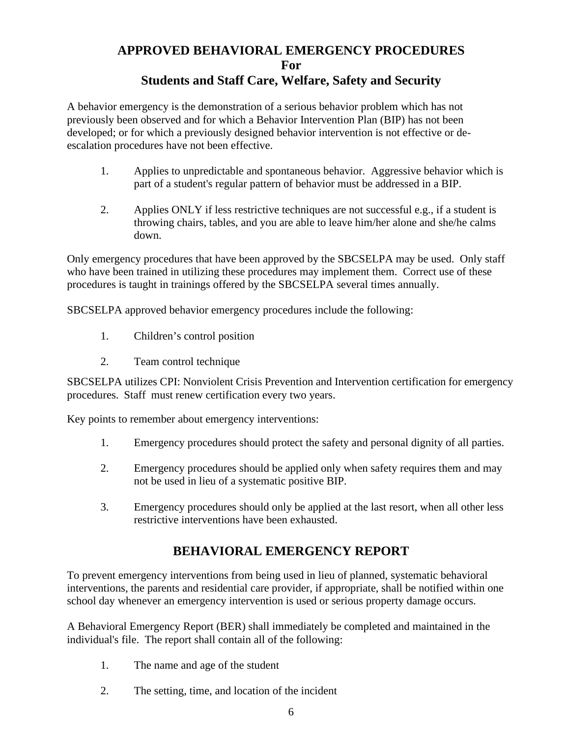# APPROVED BEHAVIORAL EMERGENCY PROCEDURES
# For
# Students and Staff Care, Welfare, Safety and Security

A behavior emergency is the demonstration of a serious behavior problem which has not previously been observed and for which a Behavior Intervention Plan (BIP) has not been developed; or for which a previously designed behavior intervention is not effective or de-escalation procedures have not been effective.

1. Applies to unpredictable and spontaneous behavior. Aggressive behavior which is part of a student's regular pattern of behavior must be addressed in a BIP.

2. Applies ONLY if less restrictive techniques are not successful e.g., if a student is throwing chairs, tables, and you are able to leave him/her alone and she/he calms down.

Only emergency procedures that have been approved by the SBCSELPA may be used. Only staff who have been trained in utilizing these procedures may implement them. Correct use of these procedures is taught in trainings offered by the SBCSELPA several times annually.

SBCSELPA approved behavior emergency procedures include the following:

1. Children's control position

2. Team control technique

SBCSELPA utilizes CPI: Nonviolent Crisis Prevention and Intervention certification for emergency procedures. Staff must renew certification every two years.

Key points to remember about emergency interventions:

1. Emergency procedures should protect the safety and personal dignity of all parties.

2. Emergency procedures should be applied only when safety requires them and may not be used in lieu of a systematic positive BIP.

3. Emergency procedures should only be applied at the last resort, when all other less restrictive interventions have been exhausted.

## BEHAVIORAL EMERGENCY REPORT

To prevent emergency interventions from being used in lieu of planned, systematic behavioral interventions, the parents and residential care provider, if appropriate, shall be notified within one school day whenever an emergency intervention is used or serious property damage occurs.

A Behavioral Emergency Report (BER) shall immediately be completed and maintained in the individual's file. The report shall contain all of the following:

1. The name and age of the student

2. The setting, time, and location of the incident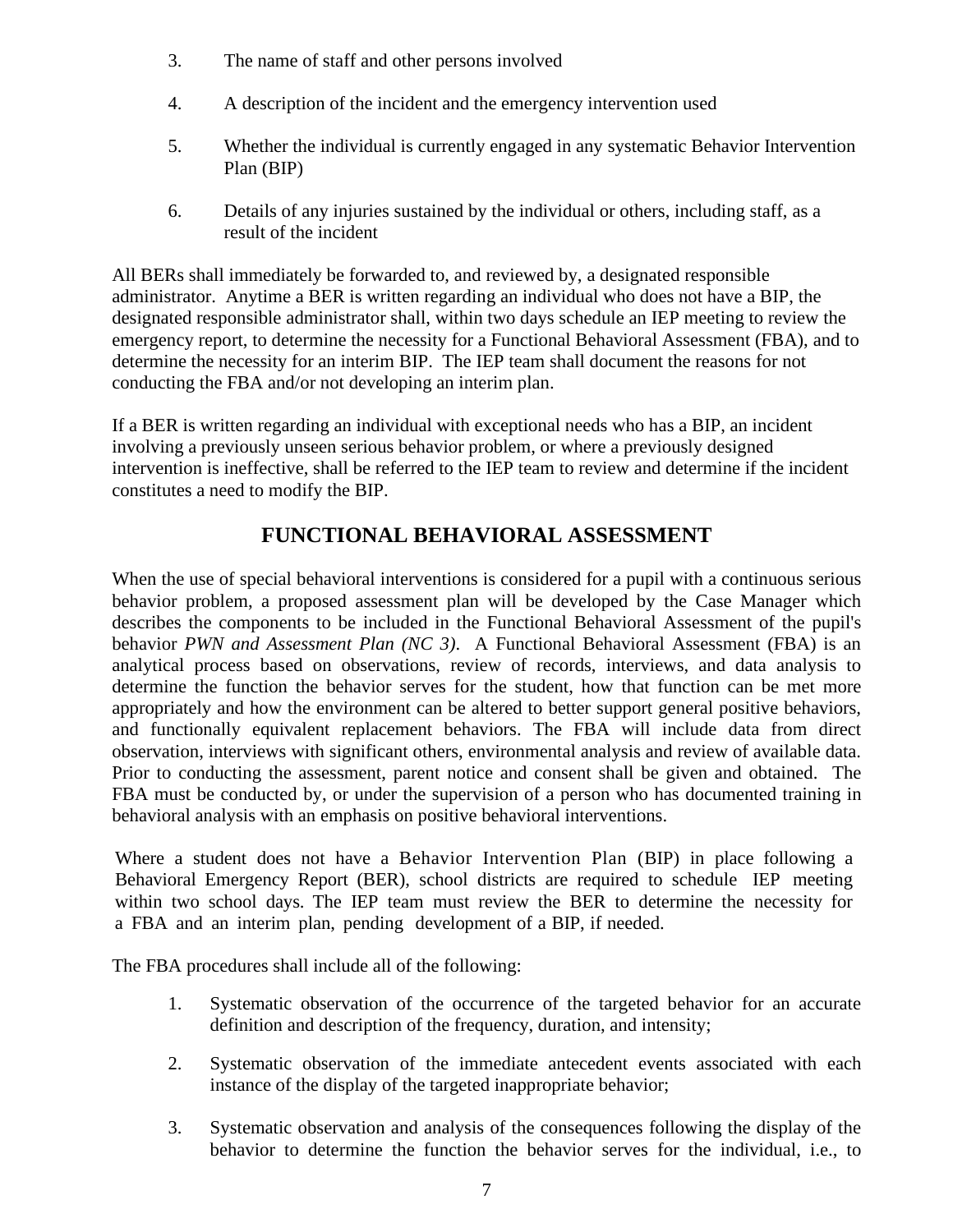3. The name of staff and other persons involved

4. A description of the incident and the emergency intervention used

5. Whether the individual is currently engaged in any systematic Behavior Intervention Plan (BIP)

6. Details of any injuries sustained by the individual or others, including staff, as a result of the incident

All BERs shall immediately be forwarded to, and reviewed by, a designated responsible administrator. Anytime a BER is written regarding an individual who does not have a BIP, the designated responsible administrator shall, within two days schedule an IEP meeting to review the emergency report, to determine the necessity for a Functional Behavioral Assessment (FBA), and to determine the necessity for an interim BIP. The IEP team shall document the reasons for not conducting the FBA and/or not developing an interim plan.

If a BER is written regarding an individual with exceptional needs who has a BIP, an incident involving a previously unseen serious behavior problem, or where a previously designed intervention is ineffective, shall be referred to the IEP team to review and determine if the incident constitutes a need to modify the BIP.

## FUNCTIONAL BEHAVIORAL ASSESSMENT

When the use of special behavioral interventions is considered for a pupil with a continuous serious behavior problem, a proposed assessment plan will be developed by the Case Manager which describes the components to be included in the Functional Behavioral Assessment of the pupil's behavior *PWN and Assessment Plan (NC 3)*. A Functional Behavioral Assessment (FBA) is an analytical process based on observations, review of records, interviews, and data analysis to determine the function the behavior serves for the student, how that function can be met more appropriately and how the environment can be altered to better support general positive behaviors, and functionally equivalent replacement behaviors. The FBA will include data from direct observation, interviews with significant others, environmental analysis and review of available data. Prior to conducting the assessment, parent notice and consent shall be given and obtained. The FBA must be conducted by, or under the supervision of a person who has documented training in behavioral analysis with an emphasis on positive behavioral interventions.

Where a student does not have a Behavior Intervention Plan (BIP) in place following a Behavioral Emergency Report (BER), school districts are required to schedule IEP meeting within two school days. The IEP team must review the BER to determine the necessity for a FBA and an interim plan, pending development of a BIP, if needed.

The FBA procedures shall include all of the following:

1. Systematic observation of the occurrence of the targeted behavior for an accurate definition and description of the frequency, duration, and intensity;

2. Systematic observation of the immediate antecedent events associated with each instance of the display of the targeted inappropriate behavior;

3. Systematic observation and analysis of the consequences following the display of the behavior to determine the function the behavior serves for the individual, i.e., to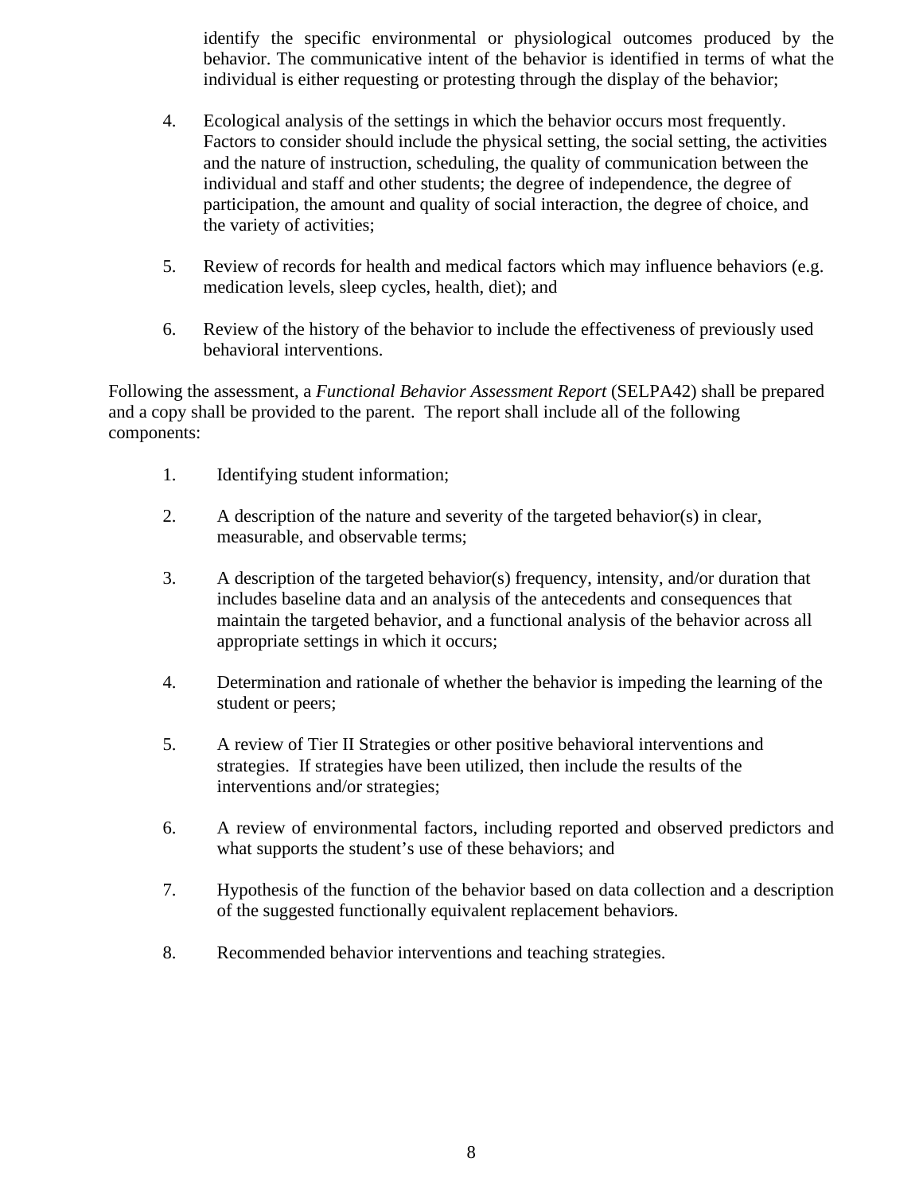identify the specific environmental or physiological outcomes produced by the behavior. The communicative intent of the behavior is identified in terms of what the individual is either requesting or protesting through the display of the behavior;

4. Ecological analysis of the settings in which the behavior occurs most frequently. Factors to consider should include the physical setting, the social setting, the activities and the nature of instruction, scheduling, the quality of communication between the individual and staff and other students; the degree of independence, the degree of participation, the amount and quality of social interaction, the degree of choice, and the variety of activities;

5. Review of records for health and medical factors which may influence behaviors (e.g. medication levels, sleep cycles, health, diet); and

6. Review of the history of the behavior to include the effectiveness of previously used behavioral interventions.

Following the assessment, a *Functional Behavior Assessment Report* (SELPA42) shall be prepared and a copy shall be provided to the parent. The report shall include all of the following components:

1. Identifying student information;

2. A description of the nature and severity of the targeted behavior(s) in clear, measurable, and observable terms;

3. A description of the targeted behavior(s) frequency, intensity, and/or duration that includes baseline data and an analysis of the antecedents and consequences that maintain the targeted behavior, and a functional analysis of the behavior across all appropriate settings in which it occurs;

4. Determination and rationale of whether the behavior is impeding the learning of the student or peers;

5. A review of Tier II Strategies or other positive behavioral interventions and strategies. If strategies have been utilized, then include the results of the interventions and/or strategies;

6. A review of environmental factors, including reported and observed predictors and what supports the student's use of these behaviors; and

7. Hypothesis of the function of the behavior based on data collection and a description of the suggested functionally equivalent replacement behaviors.

8. Recommended behavior interventions and teaching strategies.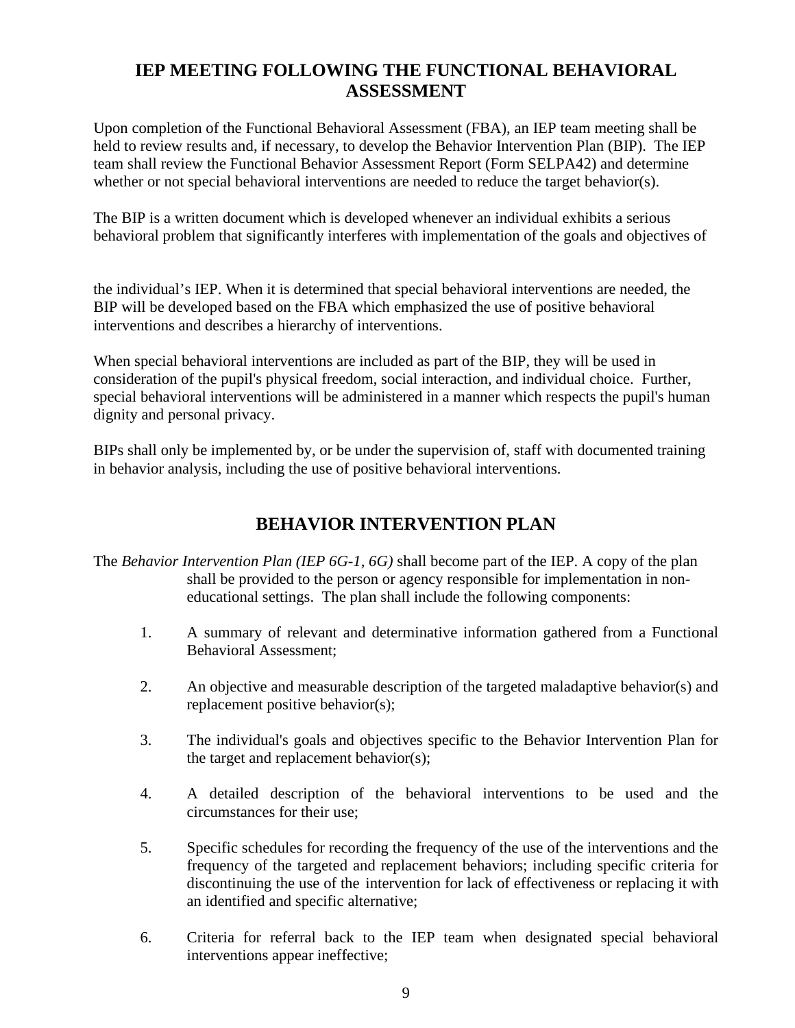## IEP MEETING FOLLOWING THE FUNCTIONAL BEHAVIORAL ASSESSMENT

Upon completion of the Functional Behavioral Assessment (FBA), an IEP team meeting shall be held to review results and, if necessary, to develop the Behavior Intervention Plan (BIP). The IEP team shall review the Functional Behavior Assessment Report (Form SELPA42) and determine whether or not special behavioral interventions are needed to reduce the target behavior(s).

The BIP is a written document which is developed whenever an individual exhibits a serious behavioral problem that significantly interferes with implementation of the goals and objectives of the individual's IEP. When it is determined that special behavioral interventions are needed, the BIP will be developed based on the FBA which emphasized the use of positive behavioral interventions and describes a hierarchy of interventions.

When special behavioral interventions are included as part of the BIP, they will be used in consideration of the pupil's physical freedom, social interaction, and individual choice. Further, special behavioral interventions will be administered in a manner which respects the pupil's human dignity and personal privacy.

BIPs shall only be implemented by, or be under the supervision of, staff with documented training in behavior analysis, including the use of positive behavioral interventions.

## BEHAVIOR INTERVENTION PLAN

The *Behavior Intervention Plan (IEP 6G-1, 6G)* shall become part of the IEP. A copy of the plan shall be provided to the person or agency responsible for implementation in non-educational settings. The plan shall include the following components:

1. A summary of relevant and determinative information gathered from a Functional Behavioral Assessment;
2. An objective and measurable description of the targeted maladaptive behavior(s) and replacement positive behavior(s);
3. The individual's goals and objectives specific to the Behavior Intervention Plan for the target and replacement behavior(s);
4. A detailed description of the behavioral interventions to be used and the circumstances for their use;
5. Specific schedules for recording the frequency of the use of the interventions and the frequency of the targeted and replacement behaviors; including specific criteria for discontinuing the use of the intervention for lack of effectiveness or replacing it with an identified and specific alternative;
6. Criteria for referral back to the IEP team when designated special behavioral interventions appear ineffective;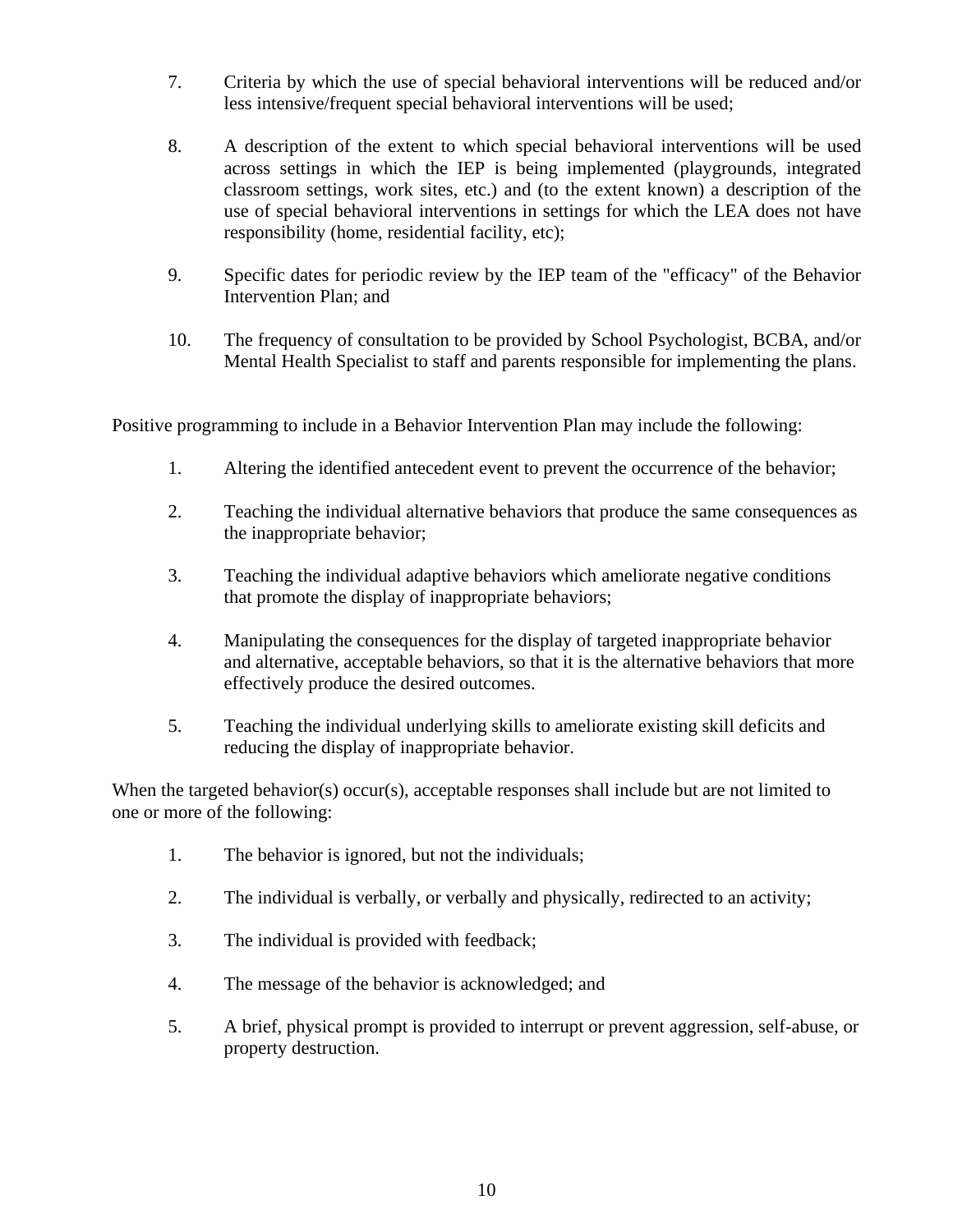7. Criteria by which the use of special behavioral interventions will be reduced and/or less intensive/frequent special behavioral interventions will be used;

8. A description of the extent to which special behavioral interventions will be used across settings in which the IEP is being implemented (playgrounds, integrated classroom settings, work sites, etc.) and (to the extent known) a description of the use of special behavioral interventions in settings for which the LEA does not have responsibility (home, residential facility, etc);

9. Specific dates for periodic review by the IEP team of the "efficacy" of the Behavior Intervention Plan; and

10. The frequency of consultation to be provided by School Psychologist, BCBA, and/or Mental Health Specialist to staff and parents responsible for implementing the plans.

Positive programming to include in a Behavior Intervention Plan may include the following:

1. Altering the identified antecedent event to prevent the occurrence of the behavior;

2. Teaching the individual alternative behaviors that produce the same consequences as the inappropriate behavior;

3. Teaching the individual adaptive behaviors which ameliorate negative conditions that promote the display of inappropriate behaviors;

4. Manipulating the consequences for the display of targeted inappropriate behavior and alternative, acceptable behaviors, so that it is the alternative behaviors that more effectively produce the desired outcomes.

5. Teaching the individual underlying skills to ameliorate existing skill deficits and reducing the display of inappropriate behavior.

When the targeted behavior(s) occur(s), acceptable responses shall include but are not limited to one or more of the following:

1. The behavior is ignored, but not the individuals;

2. The individual is verbally, or verbally and physically, redirected to an activity;

3. The individual is provided with feedback;

4. The message of the behavior is acknowledged; and

5. A brief, physical prompt is provided to interrupt or prevent aggression, self-abuse, or property destruction.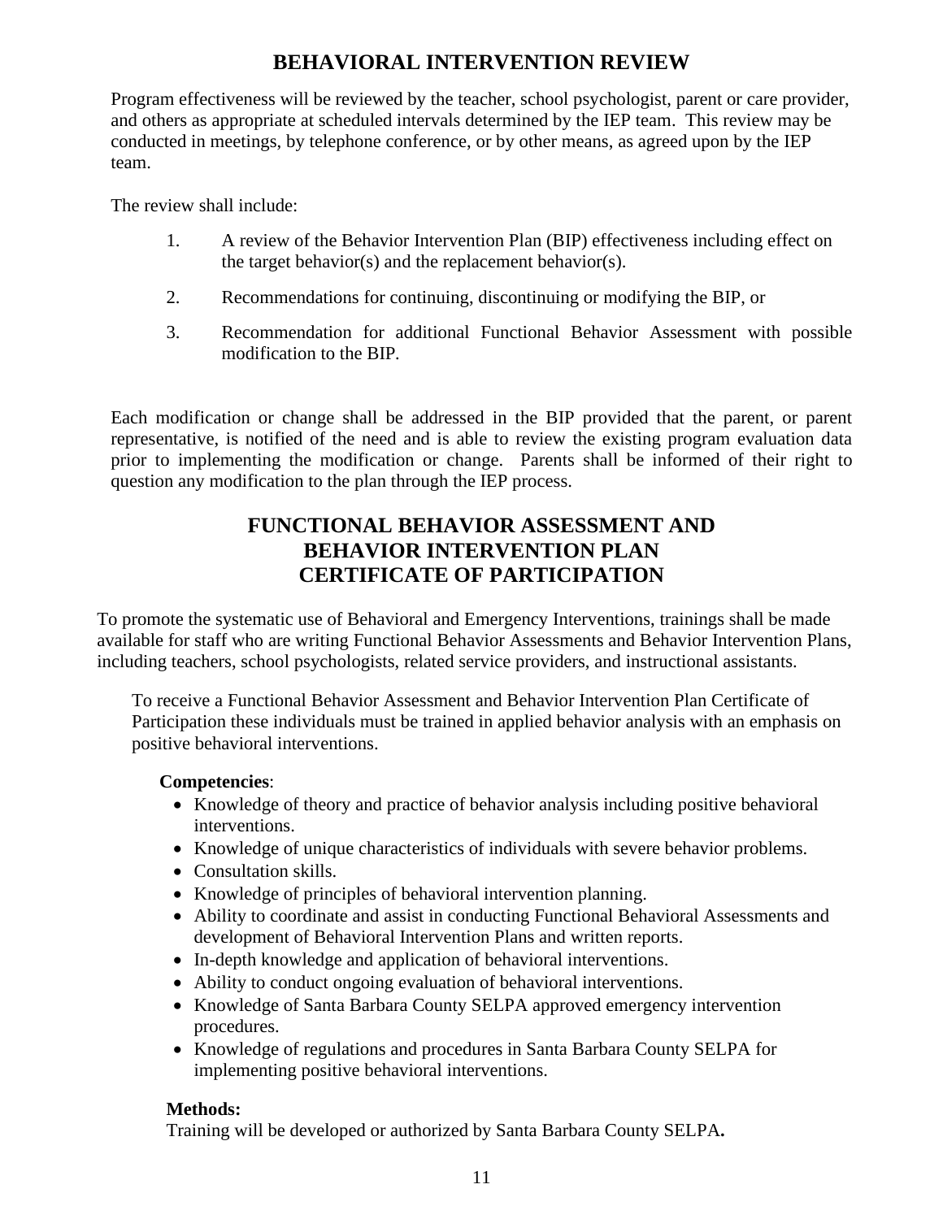## BEHAVIORAL INTERVENTION REVIEW

Program effectiveness will be reviewed by the teacher, school psychologist, parent or care provider, and others as appropriate at scheduled intervals determined by the IEP team. This review may be conducted in meetings, by telephone conference, or by other means, as agreed upon by the IEP team.

The review shall include:

1. A review of the Behavior Intervention Plan (BIP) effectiveness including effect on the target behavior(s) and the replacement behavior(s).
2. Recommendations for continuing, discontinuing or modifying the BIP, or
3. Recommendation for additional Functional Behavior Assessment with possible modification to the BIP.

Each modification or change shall be addressed in the BIP provided that the parent, or parent representative, is notified of the need and is able to review the existing program evaluation data prior to implementing the modification or change. Parents shall be informed of their right to question any modification to the plan through the IEP process.

## FUNCTIONAL BEHAVIOR ASSESSMENT AND BEHAVIOR INTERVENTION PLAN CERTIFICATE OF PARTICIPATION

To promote the systematic use of Behavioral and Emergency Interventions, trainings shall be made available for staff who are writing Functional Behavior Assessments and Behavior Intervention Plans, including teachers, school psychologists, related service providers, and instructional assistants.

To receive a Functional Behavior Assessment and Behavior Intervention Plan Certificate of Participation these individuals must be trained in applied behavior analysis with an emphasis on positive behavioral interventions.

**Competencies**:

- Knowledge of theory and practice of behavior analysis including positive behavioral interventions.
- Knowledge of unique characteristics of individuals with severe behavior problems.
- Consultation skills.
- Knowledge of principles of behavioral intervention planning.
- Ability to coordinate and assist in conducting Functional Behavioral Assessments and development of Behavioral Intervention Plans and written reports.
- In-depth knowledge and application of behavioral interventions.
- Ability to conduct ongoing evaluation of behavioral interventions.
- Knowledge of Santa Barbara County SELPA approved emergency intervention procedures.
- Knowledge of regulations and procedures in Santa Barbara County SELPA for implementing positive behavioral interventions.

**Methods:**

Training will be developed or authorized by Santa Barbara County SELPA**.**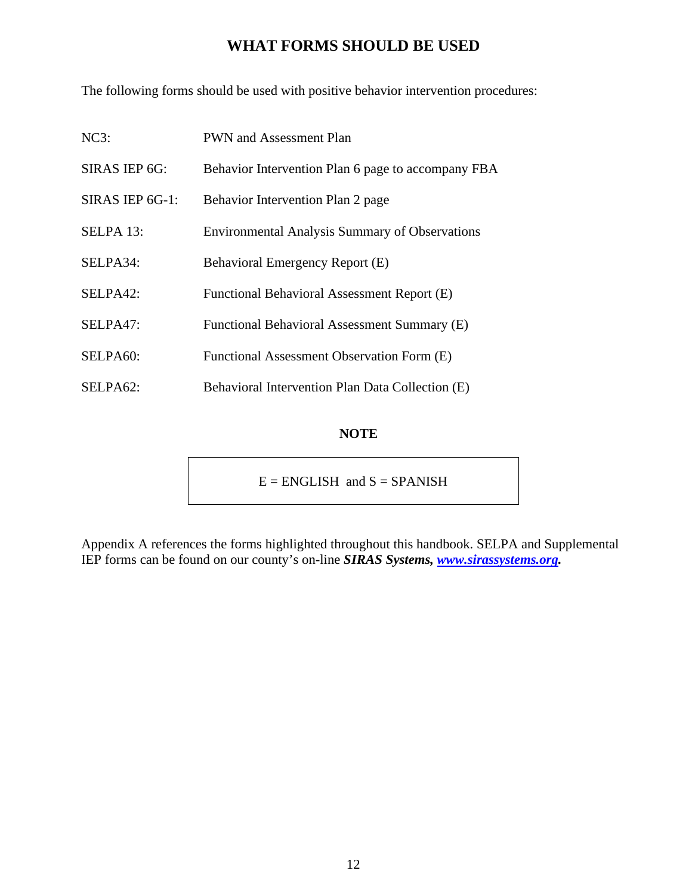# WHAT FORMS SHOULD BE USED

The following forms should be used with positive behavior intervention procedures:

| | |
|---|---|
| NC3: | PWN and Assessment Plan |
| SIRAS IEP 6G: | Behavior Intervention Plan 6 page to accompany FBA |
| SIRAS IEP 6G-1: | Behavior Intervention Plan 2 page |
| SELPA 13: | Environmental Analysis Summary of Observations |
| SELPA34: | Behavioral Emergency Report (E) |
| SELPA42: | Functional Behavioral Assessment Report (E) |
| SELPA47: | Functional Behavioral Assessment Summary (E) |
| SELPA60: | Functional Assessment Observation Form (E) |
| SELPA62: | Behavioral Intervention Plan Data Collection (E) |

**NOTE**

E = ENGLISH and S = SPANISH

Appendix A references the forms highlighted throughout this handbook. SELPA and Supplemental IEP forms can be found on our county's on-line ***SIRAS Systems, www.sirassystems.org.***